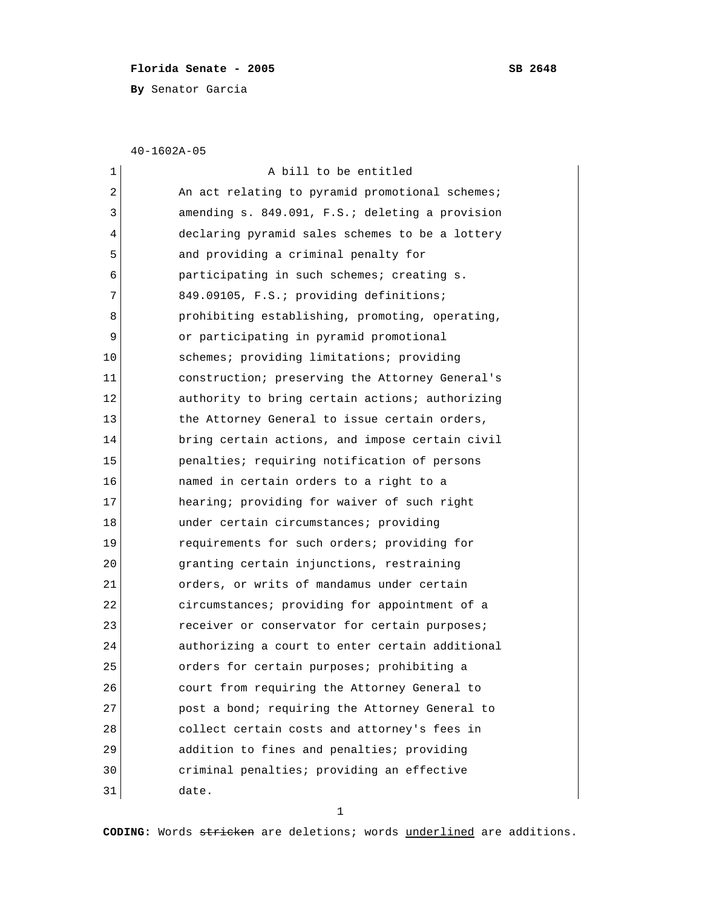**Florida Senate - 2005** **SB 2648**

**By** Senator Garcia

40-1602A-05

A bill to be entitled

An act relating to pyramid promotional schemes; amending s. 849.091, F.S.; deleting a provision declaring pyramid sales schemes to be a lottery and providing a criminal penalty for participating in such schemes; creating s. 849.09105, F.S.; providing definitions; prohibiting establishing, promoting, operating, or participating in pyramid promotional schemes; providing limitations; providing construction; preserving the Attorney General's authority to bring certain actions; authorizing the Attorney General to issue certain orders, bring certain actions, and impose certain civil penalties; requiring notification of persons named in certain orders to a right to a hearing; providing for waiver of such right under certain circumstances; providing requirements for such orders; providing for granting certain injunctions, restraining orders, or writs of mandamus under certain circumstances; providing for appointment of a receiver or conservator for certain purposes; authorizing a court to enter certain additional orders for certain purposes; prohibiting a court from requiring the Attorney General to post a bond; requiring the Attorney General to collect certain costs and attorney's fees in addition to fines and penalties; providing criminal penalties; providing an effective date.

**CODING:** Words ~~stricken~~ are deletions; words underlined are additions.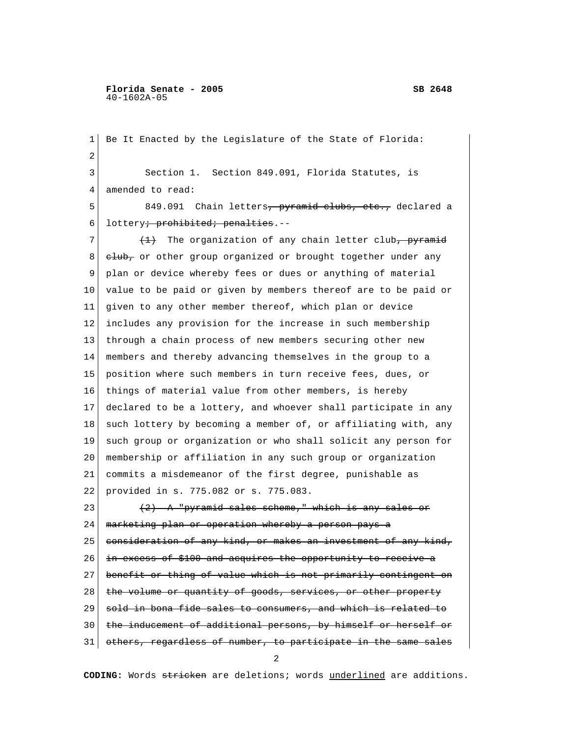Be It Enacted by the Legislature of the State of Florida:

Section 1. Section 849.091, Florida Statutes, is amended to read:

849.091 Chain letters~~, pyramid clubs, etc.,~~ declared a lottery~~; prohibited; penalties~~.--

~~(1)~~ The organization of any chain letter club~~, pyramid club,~~ or other group organized or brought together under any plan or device whereby fees or dues or anything of material value to be paid or given by members thereof are to be paid or given to any other member thereof, which plan or device includes any provision for the increase in such membership through a chain process of new members securing other new members and thereby advancing themselves in the group to a position where such members in turn receive fees, dues, or things of material value from other members, is hereby declared to be a lottery, and whoever shall participate in any such lottery by becoming a member of, or affiliating with, any such group or organization or who shall solicit any person for membership or affiliation in any such group or organization commits a misdemeanor of the first degree, punishable as provided in s. 775.082 or s. 775.083.

~~(2) A "pyramid sales scheme," which is any sales or marketing plan or operation whereby a person pays a consideration of any kind, or makes an investment of any kind, in excess of $100 and acquires the opportunity to receive a benefit or thing of value which is not primarily contingent on the volume or quantity of goods, services, or other property sold in bona fide sales to consumers, and which is related to the inducement of additional persons, by himself or herself or others, regardless of number, to participate in the same sales~~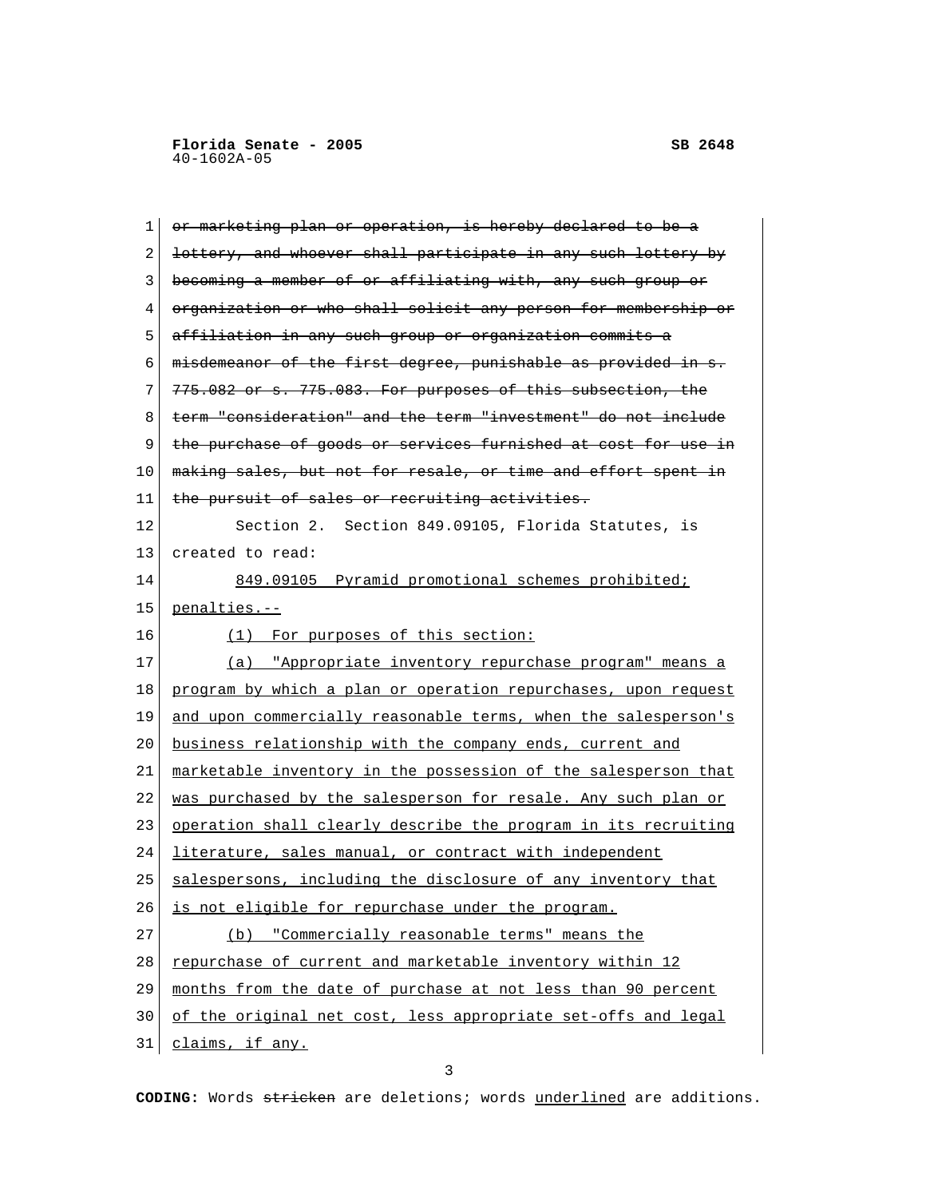~~or marketing plan or operation, is hereby declared to be a lottery, and whoever shall participate in any such lottery by becoming a member of or affiliating with, any such group or organization or who shall solicit any person for membership or affiliation in any such group or organization commits a misdemeanor of the first degree, punishable as provided in s. 775.082 or s. 775.083. For purposes of this subsection, the term "consideration" and the term "investment" do not include the purchase of goods or services furnished at cost for use in making sales, but not for resale, or time and effort spent in the pursuit of sales or recruiting activities.~~

Section 2. Section 849.09105, Florida Statutes, is created to read:

<u>849.09105 Pyramid promotional schemes prohibited; penalties.--</u>

<u>(1) For purposes of this section:</u>

<u>(a) "Appropriate inventory repurchase program" means a program by which a plan or operation repurchases, upon request and upon commercially reasonable terms, when the salesperson's business relationship with the company ends, current and marketable inventory in the possession of the salesperson that was purchased by the salesperson for resale. Any such plan or operation shall clearly describe the program in its recruiting literature, sales manual, or contract with independent salespersons, including the disclosure of any inventory that is not eligible for repurchase under the program.</u>

<u>(b) "Commercially reasonable terms" means the repurchase of current and marketable inventory within 12 months from the date of purchase at not less than 90 percent of the original net cost, less appropriate set-offs and legal claims, if any.</u>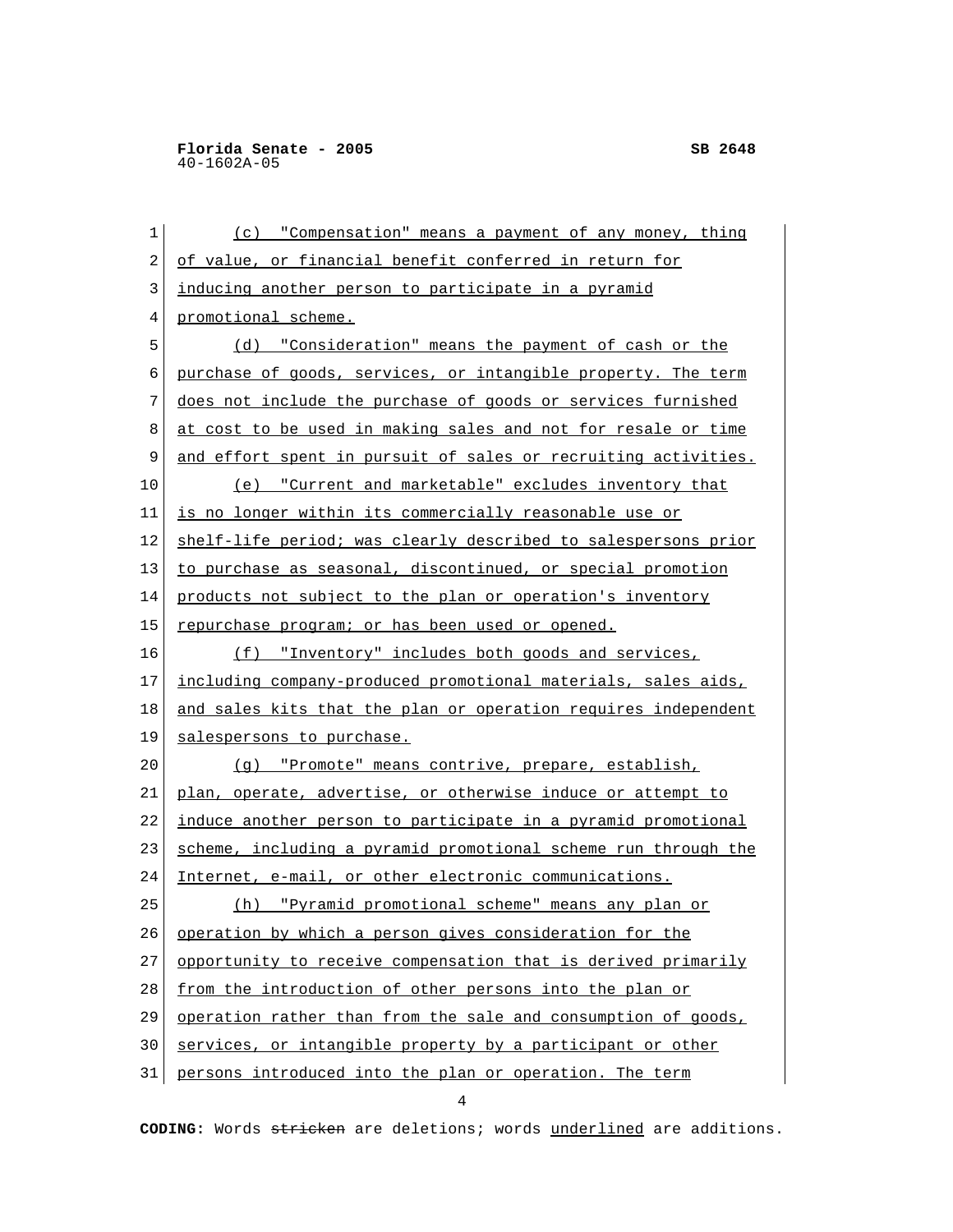(c) "Compensation" means a payment of any money, thing of value, or financial benefit conferred in return for inducing another person to participate in a pyramid promotional scheme.

(d) "Consideration" means the payment of cash or the purchase of goods, services, or intangible property. The term does not include the purchase of goods or services furnished at cost to be used in making sales and not for resale or time and effort spent in pursuit of sales or recruiting activities.

(e) "Current and marketable" excludes inventory that is no longer within its commercially reasonable use or shelf-life period; was clearly described to salespersons prior to purchase as seasonal, discontinued, or special promotion products not subject to the plan or operation's inventory repurchase program; or has been used or opened.

(f) "Inventory" includes both goods and services, including company-produced promotional materials, sales aids, and sales kits that the plan or operation requires independent salespersons to purchase.

(g) "Promote" means contrive, prepare, establish, plan, operate, advertise, or otherwise induce or attempt to induce another person to participate in a pyramid promotional scheme, including a pyramid promotional scheme run through the Internet, e-mail, or other electronic communications.

(h) "Pyramid promotional scheme" means any plan or operation by which a person gives consideration for the opportunity to receive compensation that is derived primarily from the introduction of other persons into the plan or operation rather than from the sale and consumption of goods, services, or intangible property by a participant or other persons introduced into the plan or operation. The term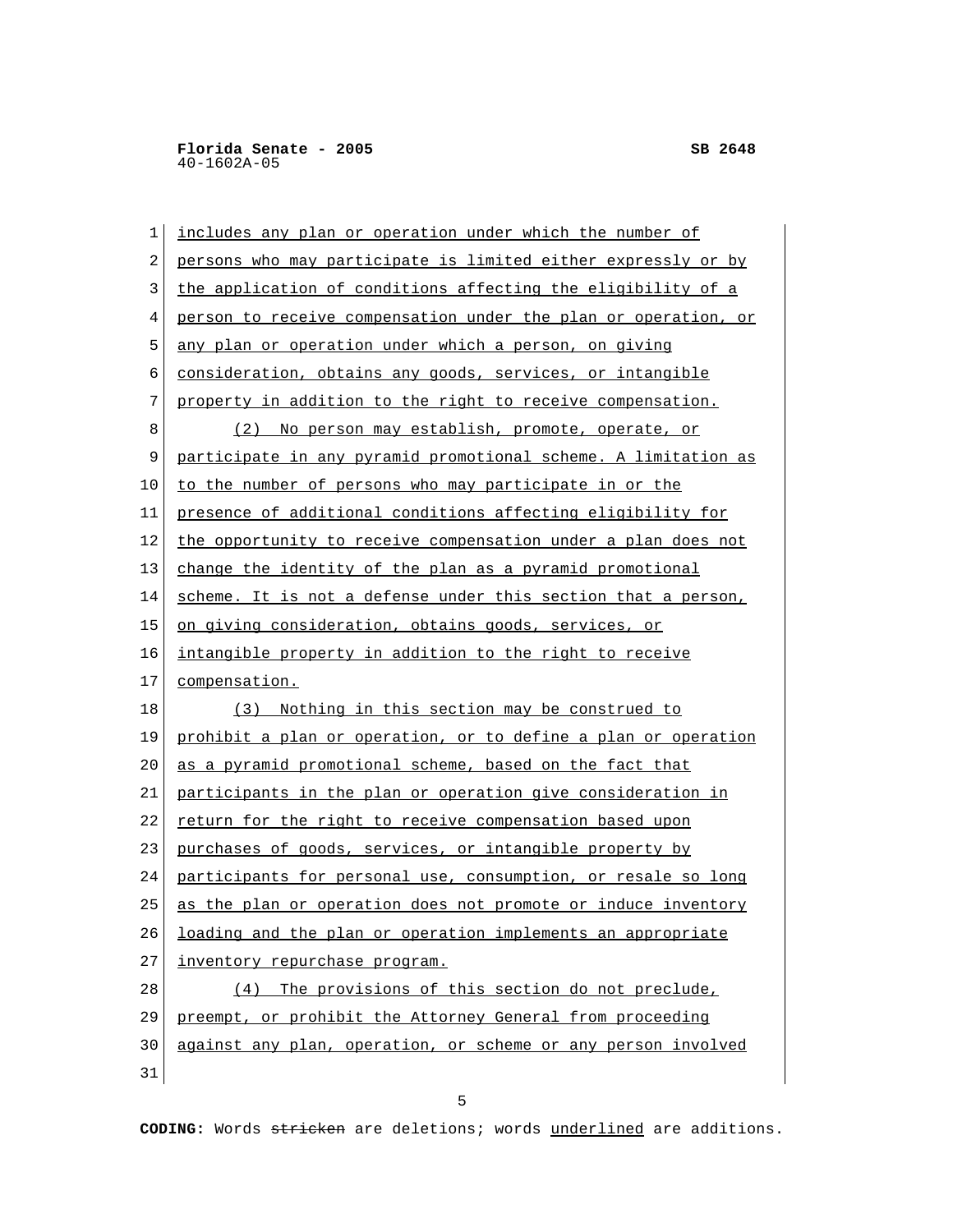includes any plan or operation under which the number of persons who may participate is limited either expressly or by the application of conditions affecting the eligibility of a person to receive compensation under the plan or operation, or any plan or operation under which a person, on giving consideration, obtains any goods, services, or intangible property in addition to the right to receive compensation.

(2) No person may establish, promote, operate, or participate in any pyramid promotional scheme. A limitation as to the number of persons who may participate in or the presence of additional conditions affecting eligibility for the opportunity to receive compensation under a plan does not change the identity of the plan as a pyramid promotional scheme. It is not a defense under this section that a person, on giving consideration, obtains goods, services, or intangible property in addition to the right to receive compensation.

(3) Nothing in this section may be construed to prohibit a plan or operation, or to define a plan or operation as a pyramid promotional scheme, based on the fact that participants in the plan or operation give consideration in return for the right to receive compensation based upon purchases of goods, services, or intangible property by participants for personal use, consumption, or resale so long as the plan or operation does not promote or induce inventory loading and the plan or operation implements an appropriate inventory repurchase program.

(4) The provisions of this section do not preclude, preempt, or prohibit the Attorney General from proceeding against any plan, operation, or scheme or any person involved

**CODING:** Words ~~stricken~~ are deletions; words underlined are additions.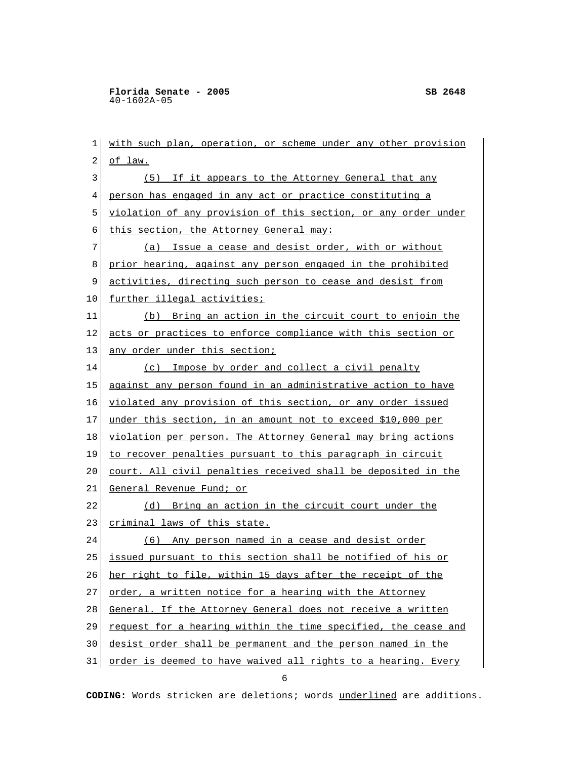with such plan, operation, or scheme under any other provision of law.

(5) If it appears to the Attorney General that any person has engaged in any act or practice constituting a violation of any provision of this section, or any order under this section, the Attorney General may:

(a) Issue a cease and desist order, with or without prior hearing, against any person engaged in the prohibited activities, directing such person to cease and desist from further illegal activities;

(b) Bring an action in the circuit court to enjoin the acts or practices to enforce compliance with this section or any order under this section;

(c) Impose by order and collect a civil penalty against any person found in an administrative action to have violated any provision of this section, or any order issued under this section, in an amount not to exceed $10,000 per violation per person. The Attorney General may bring actions to recover penalties pursuant to this paragraph in circuit court. All civil penalties received shall be deposited in the General Revenue Fund; or

(d) Bring an action in the circuit court under the criminal laws of this state.

(6) Any person named in a cease and desist order issued pursuant to this section shall be notified of his or her right to file, within 15 days after the receipt of the order, a written notice for a hearing with the Attorney General. If the Attorney General does not receive a written request for a hearing within the time specified, the cease and desist order shall be permanent and the person named in the order is deemed to have waived all rights to a hearing. Every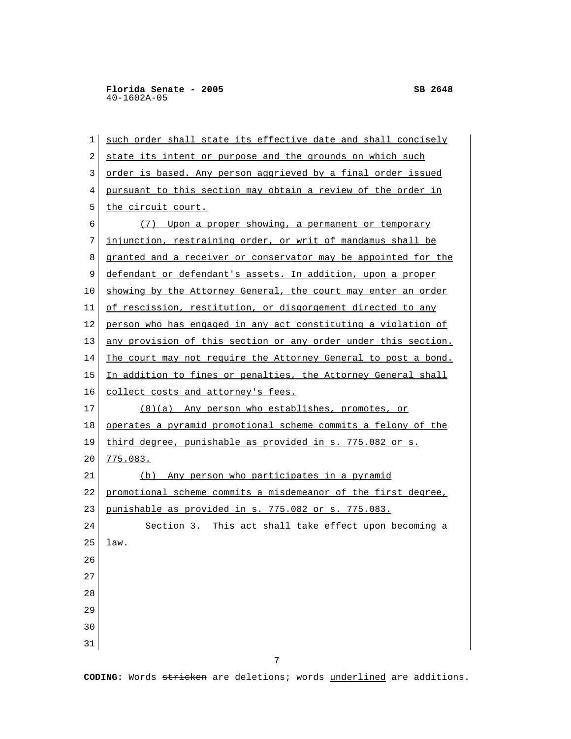such order shall state its effective date and shall concisely state its intent or purpose and the grounds on which such order is based. Any person aggrieved by a final order issued pursuant to this section may obtain a review of the order in the circuit court.

(7) Upon a proper showing, a permanent or temporary injunction, restraining order, or writ of mandamus shall be granted and a receiver or conservator may be appointed for the defendant or defendant's assets. In addition, upon a proper showing by the Attorney General, the court may enter an order of rescission, restitution, or disgorgement directed to any person who has engaged in any act constituting a violation of any provision of this section or any order under this section. The court may not require the Attorney General to post a bond. In addition to fines or penalties, the Attorney General shall collect costs and attorney's fees.

(8)(a) Any person who establishes, promotes, or operates a pyramid promotional scheme commits a felony of the third degree, punishable as provided in s. 775.082 or s. 775.083.

(b) Any person who participates in a pyramid promotional scheme commits a misdemeanor of the first degree, punishable as provided in s. 775.082 or s. 775.083.

Section 3. This act shall take effect upon becoming a law.

**CODING:** Words ~~stricken~~ are deletions; words underlined are additions.